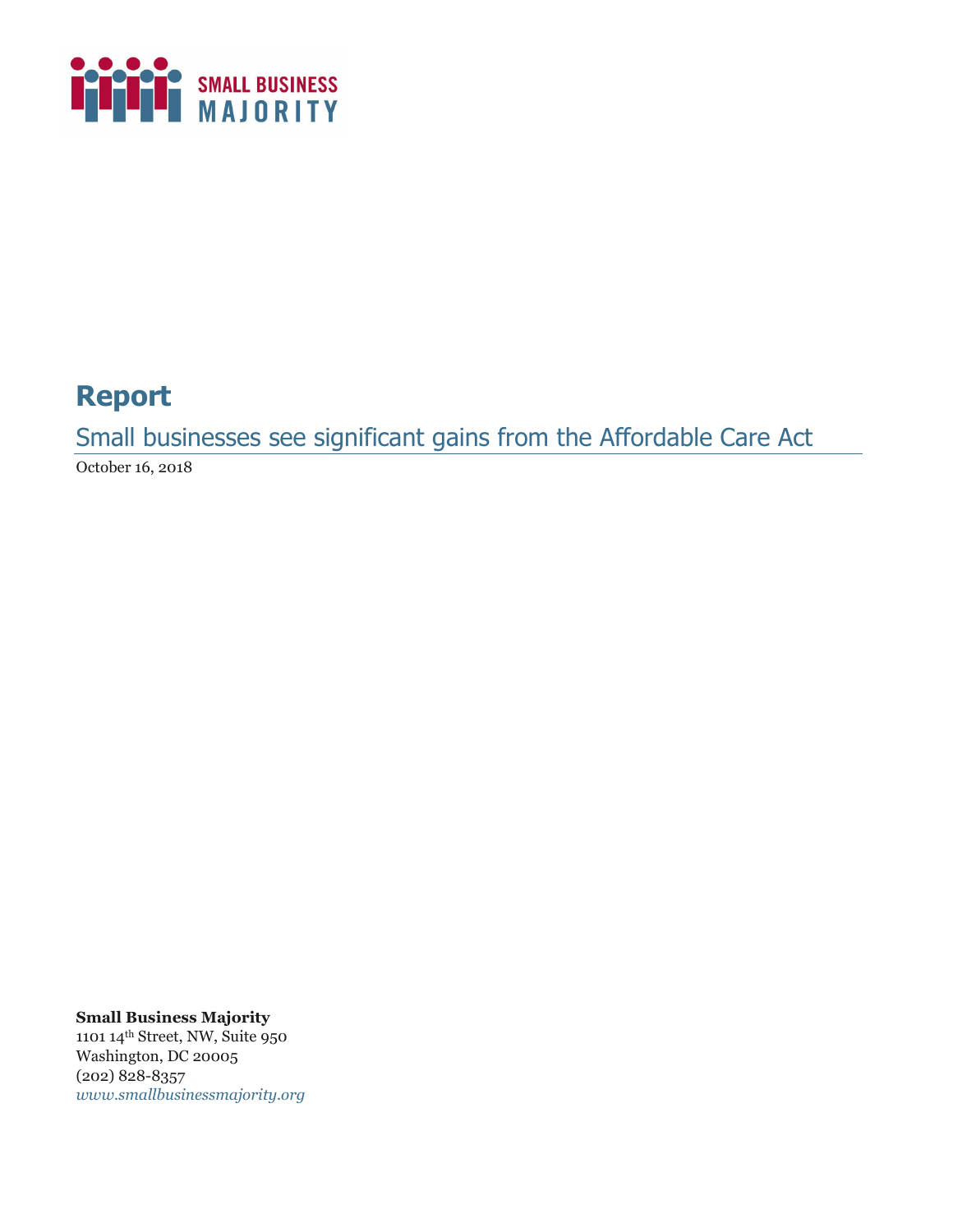SMALL BUSINESS MAJORITY

# Report

## Small businesses see significant gains from the Affordable Care Act

October 16, 2018

**Small Business Majority**
1101 14th Street, NW, Suite 950
Washington, DC 20005
(202) 828-8357
*www.smallbusinessmajority.org*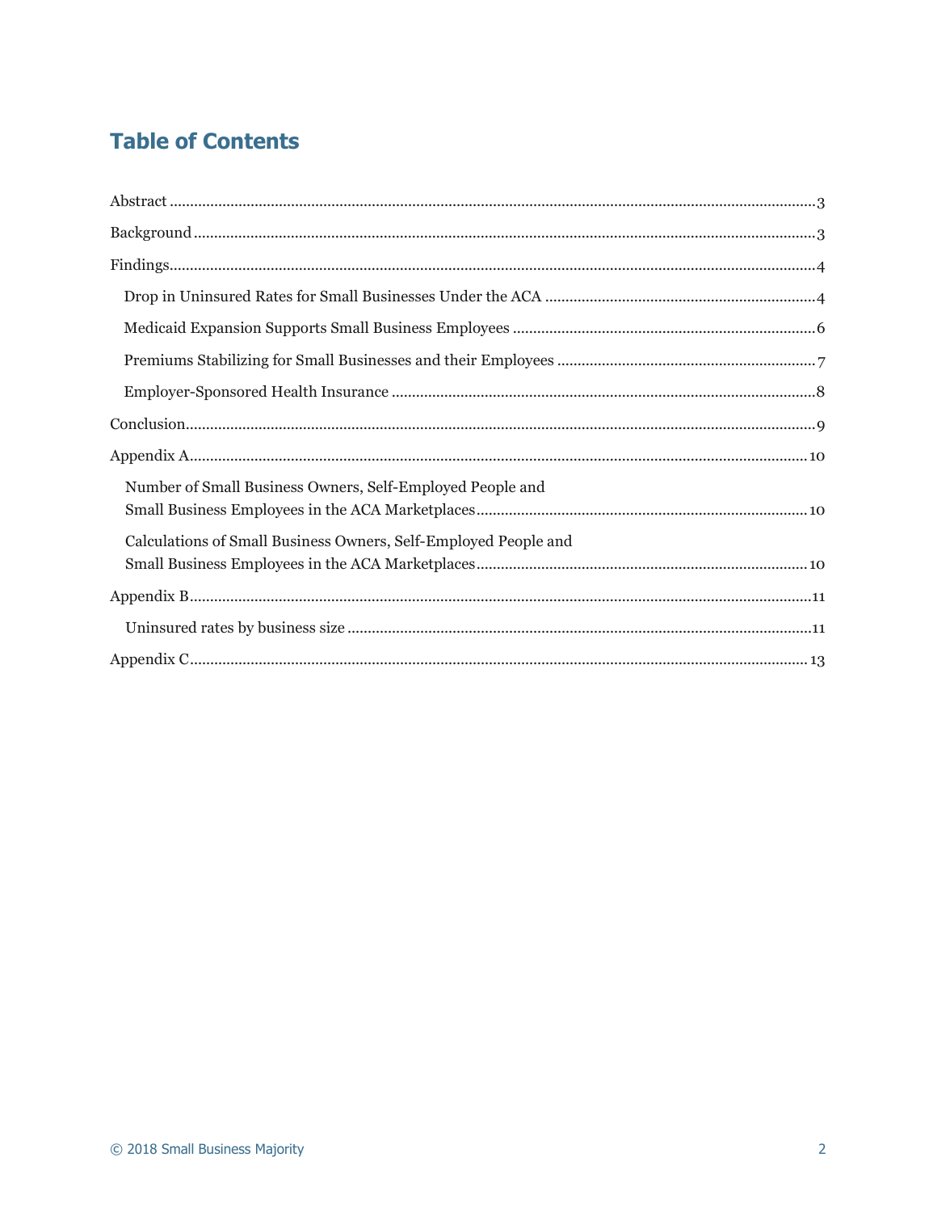## Table of Contents

Abstract ........................................ 3

Background ........................................ 3

Findings ........................................ 4

- Drop in Uninsured Rates for Small Businesses Under the ACA ........................................ 4
- Medicaid Expansion Supports Small Business Employees ........................................ 6
- Premiums Stabilizing for Small Businesses and their Employees ........................................ 7
- Employer-Sponsored Health Insurance ........................................ 8

Conclusion ........................................ 9

Appendix A ........................................ 10

- Number of Small Business Owners, Self-Employed People and Small Business Employees in the ACA Marketplaces ........................................ 10
- Calculations of Small Business Owners, Self-Employed People and Small Business Employees in the ACA Marketplaces ........................................ 10

Appendix B ........................................ 11

- Uninsured rates by business size ........................................ 11

Appendix C ........................................ 13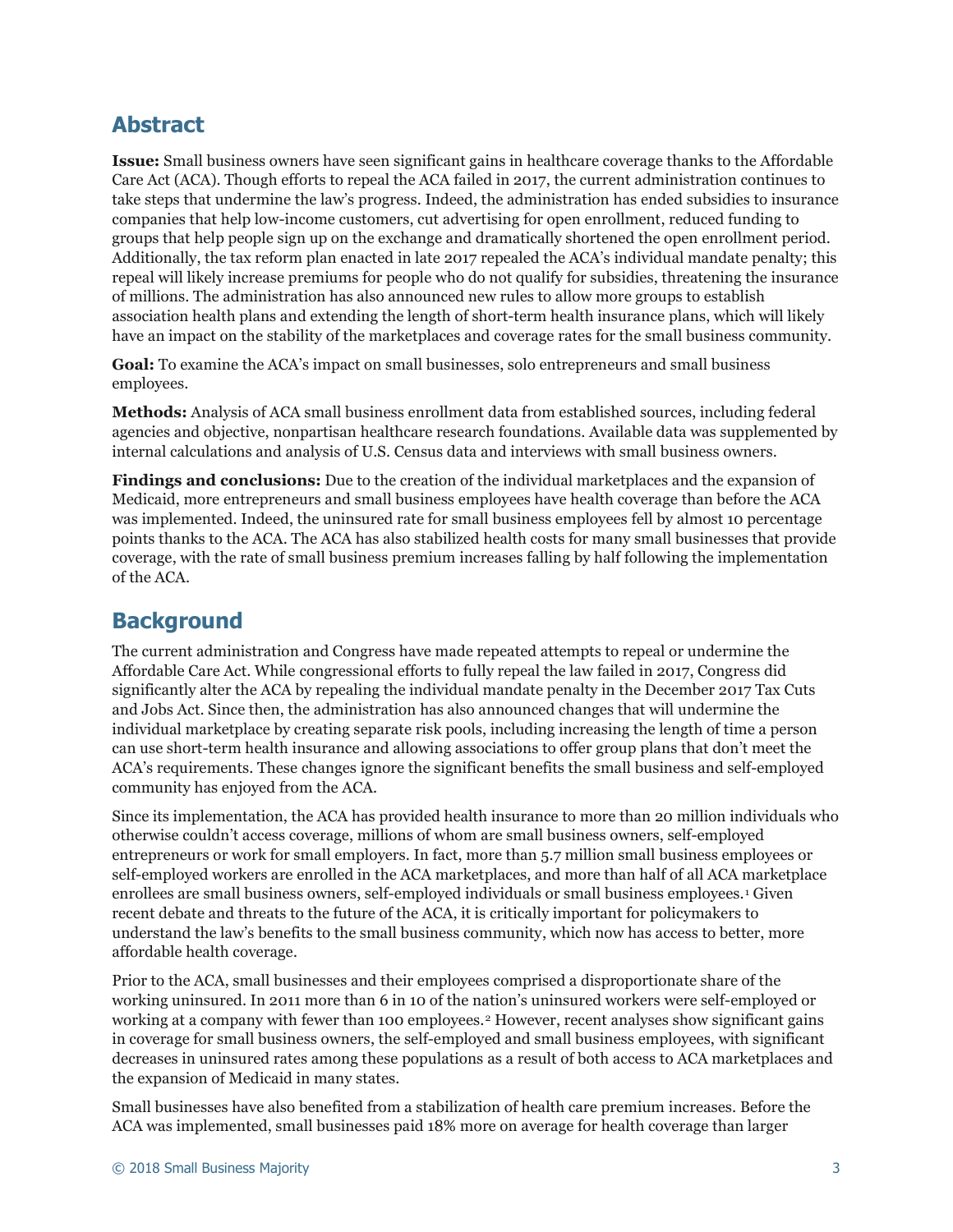## Abstract

**Issue:** Small business owners have seen significant gains in healthcare coverage thanks to the Affordable Care Act (ACA). Though efforts to repeal the ACA failed in 2017, the current administration continues to take steps that undermine the law's progress. Indeed, the administration has ended subsidies to insurance companies that help low-income customers, cut advertising for open enrollment, reduced funding to groups that help people sign up on the exchange and dramatically shortened the open enrollment period. Additionally, the tax reform plan enacted in late 2017 repealed the ACA's individual mandate penalty; this repeal will likely increase premiums for people who do not qualify for subsidies, threatening the insurance of millions. The administration has also announced new rules to allow more groups to establish association health plans and extending the length of short-term health insurance plans, which will likely have an impact on the stability of the marketplaces and coverage rates for the small business community.

**Goal:** To examine the ACA's impact on small businesses, solo entrepreneurs and small business employees.

**Methods:** Analysis of ACA small business enrollment data from established sources, including federal agencies and objective, nonpartisan healthcare research foundations. Available data was supplemented by internal calculations and analysis of U.S. Census data and interviews with small business owners.

**Findings and conclusions:** Due to the creation of the individual marketplaces and the expansion of Medicaid, more entrepreneurs and small business employees have health coverage than before the ACA was implemented. Indeed, the uninsured rate for small business employees fell by almost 10 percentage points thanks to the ACA. The ACA has also stabilized health costs for many small businesses that provide coverage, with the rate of small business premium increases falling by half following the implementation of the ACA.

## Background

The current administration and Congress have made repeated attempts to repeal or undermine the Affordable Care Act. While congressional efforts to fully repeal the law failed in 2017, Congress did significantly alter the ACA by repealing the individual mandate penalty in the December 2017 Tax Cuts and Jobs Act. Since then, the administration has also announced changes that will undermine the individual marketplace by creating separate risk pools, including increasing the length of time a person can use short-term health insurance and allowing associations to offer group plans that don't meet the ACA's requirements. These changes ignore the significant benefits the small business and self-employed community has enjoyed from the ACA.

Since its implementation, the ACA has provided health insurance to more than 20 million individuals who otherwise couldn't access coverage, millions of whom are small business owners, self-employed entrepreneurs or work for small employers. In fact, more than 5.7 million small business employees or self-employed workers are enrolled in the ACA marketplaces, and more than half of all ACA marketplace enrollees are small business owners, self-employed individuals or small business employees.[1] Given recent debate and threats to the future of the ACA, it is critically important for policymakers to understand the law's benefits to the small business community, which now has access to better, more affordable health coverage.

Prior to the ACA, small businesses and their employees comprised a disproportionate share of the working uninsured. In 2011 more than 6 in 10 of the nation's uninsured workers were self-employed or working at a company with fewer than 100 employees.[2] However, recent analyses show significant gains in coverage for small business owners, the self-employed and small business employees, with significant decreases in uninsured rates among these populations as a result of both access to ACA marketplaces and the expansion of Medicaid in many states.

Small businesses have also benefited from a stabilization of health care premium increases. Before the ACA was implemented, small businesses paid 18% more on average for health coverage than larger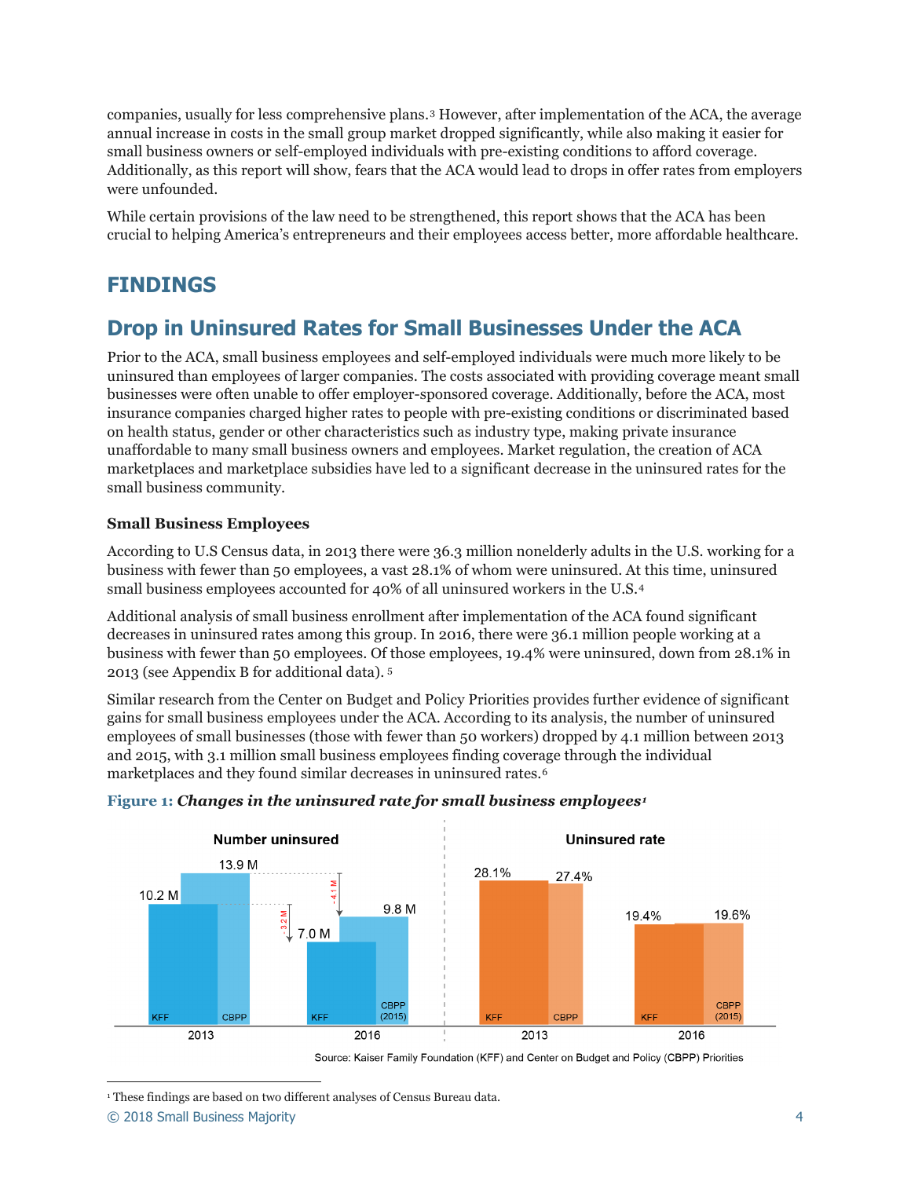companies, usually for less comprehensive plans.[3] However, after implementation of the ACA, the average annual increase in costs in the small group market dropped significantly, while also making it easier for small business owners or self-employed individuals with pre-existing conditions to afford coverage. Additionally, as this report will show, fears that the ACA would lead to drops in offer rates from employers were unfounded.

While certain provisions of the law need to be strengthened, this report shows that the ACA has been crucial to helping America's entrepreneurs and their employees access better, more affordable healthcare.

# FINDINGS

## Drop in Uninsured Rates for Small Businesses Under the ACA

Prior to the ACA, small business employees and self-employed individuals were much more likely to be uninsured than employees of larger companies. The costs associated with providing coverage meant small businesses were often unable to offer employer-sponsored coverage. Additionally, before the ACA, most insurance companies charged higher rates to people with pre-existing conditions or discriminated based on health status, gender or other characteristics such as industry type, making private insurance unaffordable to many small business owners and employees. Market regulation, the creation of ACA marketplaces and marketplace subsidies have led to a significant decrease in the uninsured rates for the small business community.

### Small Business Employees

According to U.S Census data, in 2013 there were 36.3 million nonelderly adults in the U.S. working for a business with fewer than 50 employees, a vast 28.1% of whom were uninsured. At this time, uninsured small business employees accounted for 40% of all uninsured workers in the U.S.[4]

Additional analysis of small business enrollment after implementation of the ACA found significant decreases in uninsured rates among this group. In 2016, there were 36.1 million people working at a business with fewer than 50 employees. Of those employees, 19.4% were uninsured, down from 28.1% in 2013 (see Appendix B for additional data).[5]

Similar research from the Center on Budget and Policy Priorities provides further evidence of significant gains for small business employees under the ACA. According to its analysis, the number of uninsured employees of small businesses (those with fewer than 50 workers) dropped by 4.1 million between 2013 and 2015, with 3.1 million small business employees finding coverage through the individual marketplaces and they found similar decreases in uninsured rates.[6]

**Figure 1:** ***Changes in the uninsured rate for small business employees***[1]

| | Number uninsured | | Uninsured rate | |
|---|---|---|---|---|
| | 2013 | 2016 | 2013 | 2016 |
| KFF | 10.2 M | 7.0 M (-3.2 M) | 28.1% | 19.4% |
| CBPP | 13.9 M | 9.8 M (2015) (-4.1 M) | 27.4% | 19.6% (2015) |

Source: Kaiser Family Foundation (KFF) and Center on Budget and Policy (CBPP) Priorities

[1] These findings are based on two different analyses of Census Bureau data.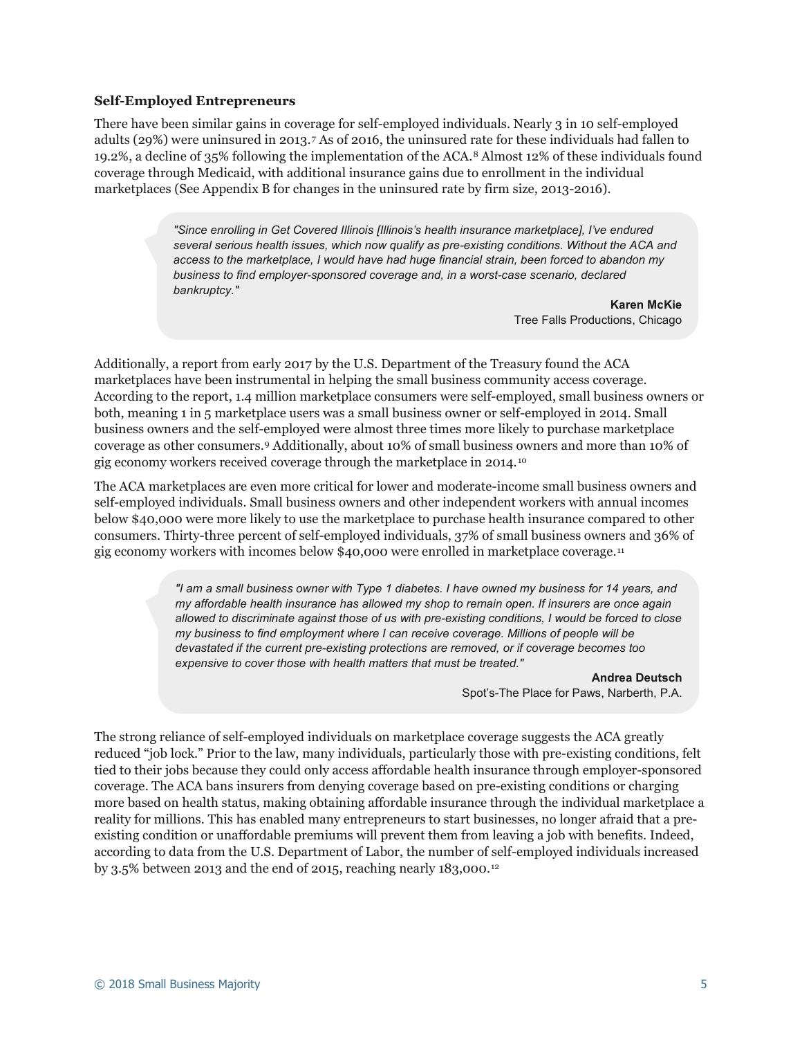**Self-Employed Entrepreneurs**

There have been similar gains in coverage for self-employed individuals. Nearly 3 in 10 self-employed adults (29%) were uninsured in 2013.[7] As of 2016, the uninsured rate for these individuals had fallen to 19.2%, a decline of 35% following the implementation of the ACA.[8] Almost 12% of these individuals found coverage through Medicaid, with additional insurance gains due to enrollment in the individual marketplaces (See Appendix B for changes in the uninsured rate by firm size, 2013-2016).

> *"Since enrolling in Get Covered Illinois [Illinois's health insurance marketplace], I've endured several serious health issues, which now qualify as pre-existing conditions. Without the ACA and access to the marketplace, I would have had huge financial strain, been forced to abandon my business to find employer-sponsored coverage and, in a worst-case scenario, declared bankruptcy."*
>
> **Karen McKie**
> Tree Falls Productions, Chicago

Additionally, a report from early 2017 by the U.S. Department of the Treasury found the ACA marketplaces have been instrumental in helping the small business community access coverage. According to the report, 1.4 million marketplace consumers were self-employed, small business owners or both, meaning 1 in 5 marketplace users was a small business owner or self-employed in 2014. Small business owners and the self-employed were almost three times more likely to purchase marketplace coverage as other consumers.[9] Additionally, about 10% of small business owners and more than 10% of gig economy workers received coverage through the marketplace in 2014.[10]

The ACA marketplaces are even more critical for lower and moderate-income small business owners and self-employed individuals. Small business owners and other independent workers with annual incomes below $40,000 were more likely to use the marketplace to purchase health insurance compared to other consumers. Thirty-three percent of self-employed individuals, 37% of small business owners and 36% of gig economy workers with incomes below $40,000 were enrolled in marketplace coverage.[11]

> *"I am a small business owner with Type 1 diabetes. I have owned my business for 14 years, and my affordable health insurance has allowed my shop to remain open. If insurers are once again allowed to discriminate against those of us with pre-existing conditions, I would be forced to close my business to find employment where I can receive coverage. Millions of people will be devastated if the current pre-existing protections are removed, or if coverage becomes too expensive to cover those with health matters that must be treated."*
>
> **Andrea Deutsch**
> Spot's-The Place for Paws, Narberth, P.A.

The strong reliance of self-employed individuals on marketplace coverage suggests the ACA greatly reduced "job lock." Prior to the law, many individuals, particularly those with pre-existing conditions, felt tied to their jobs because they could only access affordable health insurance through employer-sponsored coverage. The ACA bans insurers from denying coverage based on pre-existing conditions or charging more based on health status, making obtaining affordable insurance through the individual marketplace a reality for millions. This has enabled many entrepreneurs to start businesses, no longer afraid that a pre-existing condition or unaffordable premiums will prevent them from leaving a job with benefits. Indeed, according to data from the U.S. Department of Labor, the number of self-employed individuals increased by 3.5% between 2013 and the end of 2015, reaching nearly 183,000.[12]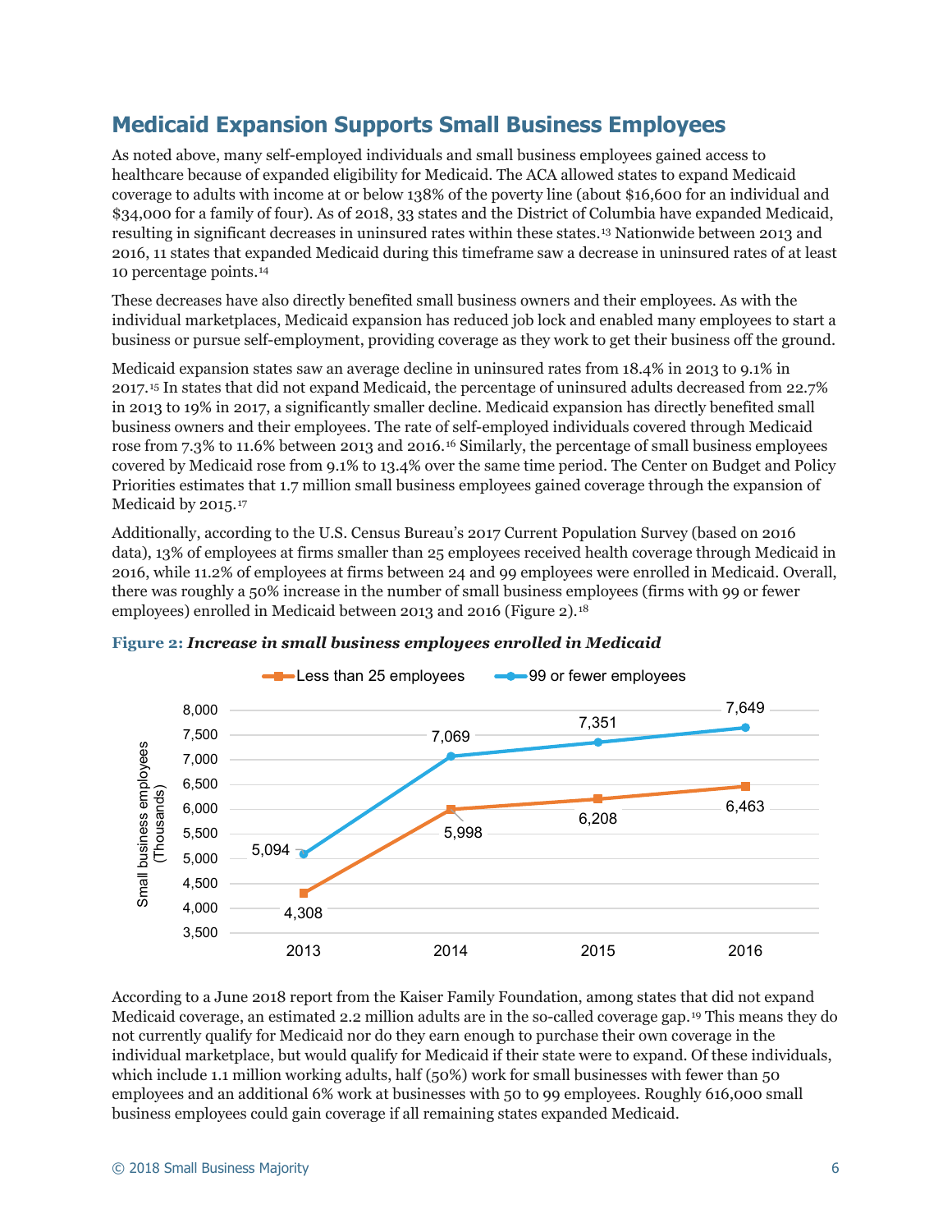## Medicaid Expansion Supports Small Business Employees

As noted above, many self-employed individuals and small business employees gained access to healthcare because of expanded eligibility for Medicaid. The ACA allowed states to expand Medicaid coverage to adults with income at or below 138% of the poverty line (about $16,600 for an individual and $34,000 for a family of four). As of 2018, 33 states and the District of Columbia have expanded Medicaid, resulting in significant decreases in uninsured rates within these states.[13] Nationwide between 2013 and 2016, 11 states that expanded Medicaid during this timeframe saw a decrease in uninsured rates of at least 10 percentage points.[14]

These decreases have also directly benefited small business owners and their employees. As with the individual marketplaces, Medicaid expansion has reduced job lock and enabled many employees to start a business or pursue self-employment, providing coverage as they work to get their business off the ground.

Medicaid expansion states saw an average decline in uninsured rates from 18.4% in 2013 to 9.1% in 2017.[15] In states that did not expand Medicaid, the percentage of uninsured adults decreased from 22.7% in 2013 to 19% in 2017, a significantly smaller decline. Medicaid expansion has directly benefited small business owners and their employees. The rate of self-employed individuals covered through Medicaid rose from 7.3% to 11.6% between 2013 and 2016.[16] Similarly, the percentage of small business employees covered by Medicaid rose from 9.1% to 13.4% over the same time period. The Center on Budget and Policy Priorities estimates that 1.7 million small business employees gained coverage through the expansion of Medicaid by 2015.[17]

Additionally, according to the U.S. Census Bureau's 2017 Current Population Survey (based on 2016 data), 13% of employees at firms smaller than 25 employees received health coverage through Medicaid in 2016, while 11.2% of employees at firms between 24 and 99 employees were enrolled in Medicaid. Overall, there was roughly a 50% increase in the number of small business employees (firms with 99 or fewer employees) enrolled in Medicaid between 2013 and 2016 (Figure 2).[18]

**Figure 2:** ***Increase in small business employees enrolled in Medicaid***

Small business employees (Thousands)

| | 2013 | 2014 | 2015 | 2016 |
|---|---|---|---|---|
| Less than 25 employees | 4,308 | 5,998 | 6,208 | 6,463 |
| 99 or fewer employees | 5,094 | 7,069 | 7,351 | 7,649 |

According to a June 2018 report from the Kaiser Family Foundation, among states that did not expand Medicaid coverage, an estimated 2.2 million adults are in the so-called coverage gap.[19] This means they do not currently qualify for Medicaid nor do they earn enough to purchase their own coverage in the individual marketplace, but would qualify for Medicaid if their state were to expand. Of these individuals, which include 1.1 million working adults, half (50%) work for small businesses with fewer than 50 employees and an additional 6% work at businesses with 50 to 99 employees. Roughly 616,000 small business employees could gain coverage if all remaining states expanded Medicaid.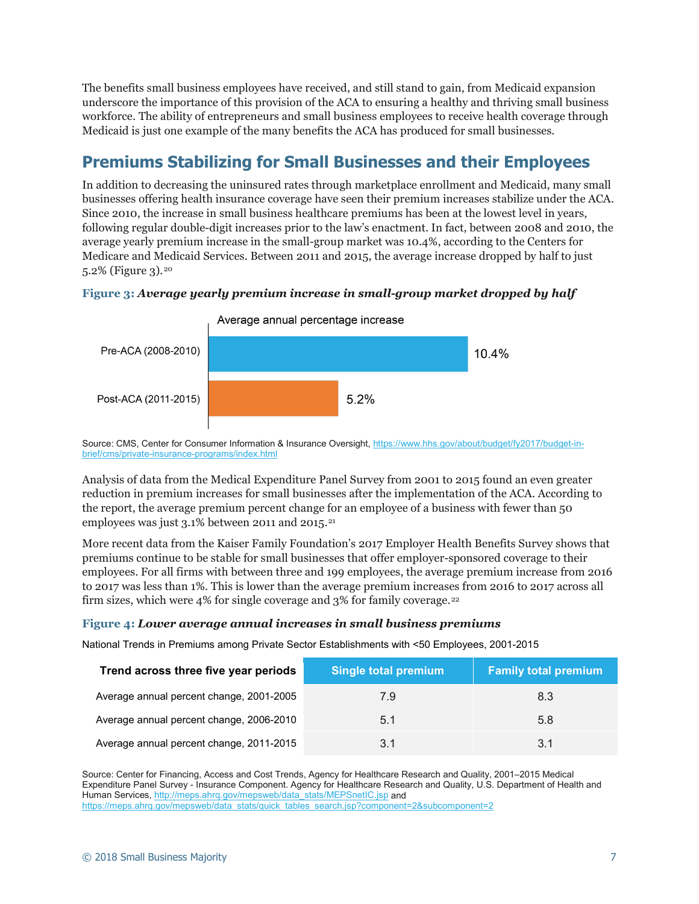The benefits small business employees have received, and still stand to gain, from Medicaid expansion underscore the importance of this provision of the ACA to ensuring a healthy and thriving small business workforce. The ability of entrepreneurs and small business employees to receive health coverage through Medicaid is just one example of the many benefits the ACA has produced for small businesses.

## Premiums Stabilizing for Small Businesses and their Employees

In addition to decreasing the uninsured rates through marketplace enrollment and Medicaid, many small businesses offering health insurance coverage have seen their premium increases stabilize under the ACA. Since 2010, the increase in small business healthcare premiums has been at the lowest level in years, following regular double-digit increases prior to the law's enactment. In fact, between 2008 and 2010, the average yearly premium increase in the small-group market was 10.4%, according to the Centers for Medicare and Medicaid Services. Between 2011 and 2015, the average increase dropped by half to just 5.2% (Figure 3).[20]

**Figure 3:** ***Average yearly premium increase in small-group market dropped by half***

Average annual percentage increase

| | Average annual percentage increase |
|---|---|
| Pre-ACA (2008-2010) | 10.4% |
| Post-ACA (2011-2015) | 5.2% |

Source: CMS, Center for Consumer Information & Insurance Oversight, https://www.hhs.gov/about/budget/fy2017/budget-in-brief/cms/private-insurance-programs/index.html

Analysis of data from the Medical Expenditure Panel Survey from 2001 to 2015 found an even greater reduction in premium increases for small businesses after the implementation of the ACA. According to the report, the average premium percent change for an employee of a business with fewer than 50 employees was just 3.1% between 2011 and 2015.[21]

More recent data from the Kaiser Family Foundation's 2017 Employer Health Benefits Survey shows that premiums continue to be stable for small businesses that offer employer-sponsored coverage to their employees. For all firms with between three and 199 employees, the average premium increase from 2016 to 2017 was less than 1%. This is lower than the average premium increases from 2016 to 2017 across all firm sizes, which were 4% for single coverage and 3% for family coverage.[22]

**Figure 4:** ***Lower average annual increases in small business premiums***

National Trends in Premiums among Private Sector Establishments with <50 Employees, 2001-2015

| Trend across three five year periods | Single total premium | Family total premium |
|---|---|---|
| Average annual percent change, 2001-2005 | 7.9 | 8.3 |
| Average annual percent change, 2006-2010 | 5.1 | 5.8 |
| Average annual percent change, 2011-2015 | 3.1 | 3.1 |

Source: Center for Financing, Access and Cost Trends, Agency for Healthcare Research and Quality, 2001–2015 Medical Expenditure Panel Survey - Insurance Component. Agency for Healthcare Research and Quality, U.S. Department of Health and Human Services, http://meps.ahrq.gov/mepsweb/data_stats/MEPSnetIC.jsp and https://meps.ahrq.gov/mepsweb/data_stats/quick_tables_search.jsp?component=2&subcomponent=2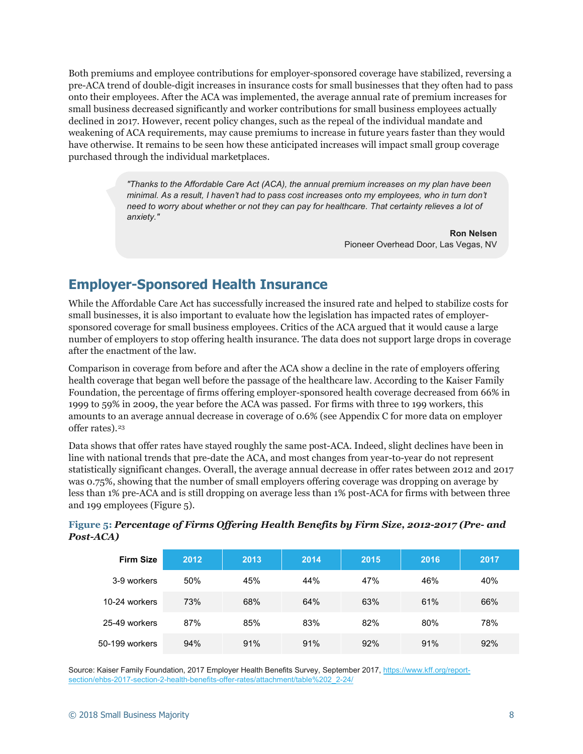Both premiums and employee contributions for employer-sponsored coverage have stabilized, reversing a pre-ACA trend of double-digit increases in insurance costs for small businesses that they often had to pass onto their employees. After the ACA was implemented, the average annual rate of premium increases for small business decreased significantly and worker contributions for small business employees actually declined in 2017. However, recent policy changes, such as the repeal of the individual mandate and weakening of ACA requirements, may cause premiums to increase in future years faster than they would have otherwise. It remains to be seen how these anticipated increases will impact small group coverage purchased through the individual marketplaces.

> *"Thanks to the Affordable Care Act (ACA), the annual premium increases on my plan have been minimal. As a result, I haven't had to pass cost increases onto my employees, who in turn don't need to worry about whether or not they can pay for healthcare. That certainty relieves a lot of anxiety."*
>
> **Ron Nelsen**
> Pioneer Overhead Door, Las Vegas, NV

## Employer-Sponsored Health Insurance

While the Affordable Care Act has successfully increased the insured rate and helped to stabilize costs for small businesses, it is also important to evaluate how the legislation has impacted rates of employer-sponsored coverage for small business employees. Critics of the ACA argued that it would cause a large number of employers to stop offering health insurance. The data does not support large drops in coverage after the enactment of the law.

Comparison in coverage from before and after the ACA show a decline in the rate of employers offering health coverage that began well before the passage of the healthcare law. According to the Kaiser Family Foundation, the percentage of firms offering employer-sponsored health coverage decreased from 66% in 1999 to 59% in 2009, the year before the ACA was passed. For firms with three to 199 workers, this amounts to an average annual decrease in coverage of 0.6% (see Appendix C for more data on employer offer rates).[23]

Data shows that offer rates have stayed roughly the same post-ACA. Indeed, slight declines have been in line with national trends that pre-date the ACA, and most changes from year-to-year do not represent statistically significant changes. Overall, the average annual decrease in offer rates between 2012 and 2017 was 0.75%, showing that the number of small employers offering coverage was dropping on average by less than 1% pre-ACA and is still dropping on average less than 1% post-ACA for firms with between three and 199 employees (Figure 5).

**Figure 5:** ***Percentage of Firms Offering Health Benefits by Firm Size, 2012-2017 (Pre- and Post-ACA)***

| Firm Size | 2012 | 2013 | 2014 | 2015 | 2016 | 2017 |
|---|---|---|---|---|---|---|
| 3-9 workers | 50% | 45% | 44% | 47% | 46% | 40% |
| 10-24 workers | 73% | 68% | 64% | 63% | 61% | 66% |
| 25-49 workers | 87% | 85% | 83% | 82% | 80% | 78% |
| 50-199 workers | 94% | 91% | 91% | 92% | 91% | 92% |

Source: Kaiser Family Foundation, 2017 Employer Health Benefits Survey, September 2017, https://www.kff.org/report-section/ehbs-2017-section-2-health-benefits-offer-rates/attachment/table%202_2-24/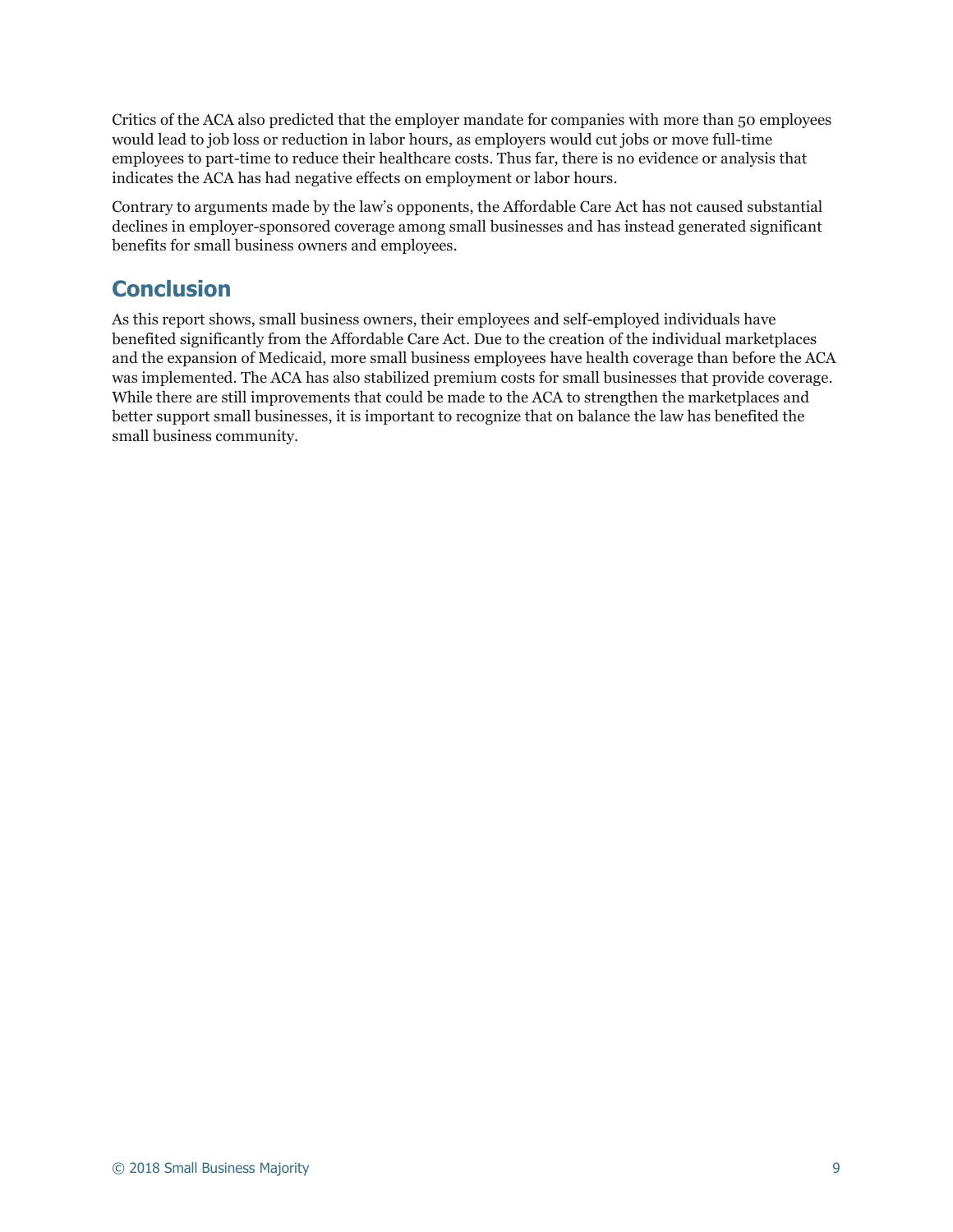Critics of the ACA also predicted that the employer mandate for companies with more than 50 employees would lead to job loss or reduction in labor hours, as employers would cut jobs or move full-time employees to part-time to reduce their healthcare costs. Thus far, there is no evidence or analysis that indicates the ACA has had negative effects on employment or labor hours.

Contrary to arguments made by the law's opponents, the Affordable Care Act has not caused substantial declines in employer-sponsored coverage among small businesses and has instead generated significant benefits for small business owners and employees.

## Conclusion

As this report shows, small business owners, their employees and self-employed individuals have benefited significantly from the Affordable Care Act. Due to the creation of the individual marketplaces and the expansion of Medicaid, more small business employees have health coverage than before the ACA was implemented. The ACA has also stabilized premium costs for small businesses that provide coverage. While there are still improvements that could be made to the ACA to strengthen the marketplaces and better support small businesses, it is important to recognize that on balance the law has benefited the small business community.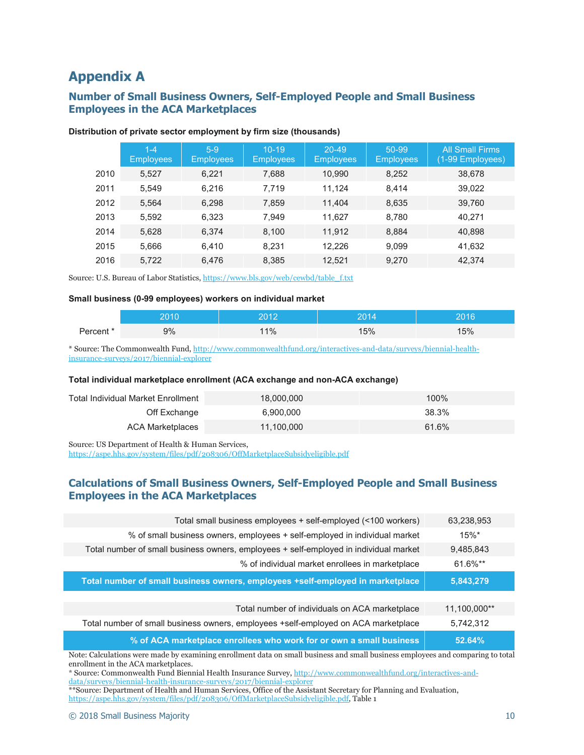# Appendix A

## Number of Small Business Owners, Self-Employed People and Small Business Employees in the ACA Marketplaces

**Distribution of private sector employment by firm size (thousands)**

| | 1-4 Employees | 5-9 Employees | 10-19 Employees | 20-49 Employees | 50-99 Employees | All Small Firms (1-99 Employees) |
|---|---|---|---|---|---|---|
| 2010 | 5,527 | 6,221 | 7,688 | 10,990 | 8,252 | 38,678 |
| 2011 | 5,549 | 6,216 | 7,719 | 11,124 | 8,414 | 39,022 |
| 2012 | 5,564 | 6,298 | 7,859 | 11,404 | 8,635 | 39,760 |
| 2013 | 5,592 | 6,323 | 7,949 | 11,627 | 8,780 | 40,271 |
| 2014 | 5,628 | 6,374 | 8,100 | 11,912 | 8,884 | 40,898 |
| 2015 | 5,666 | 6,410 | 8,231 | 12,226 | 9,099 | 41,632 |
| 2016 | 5,722 | 6,476 | 8,385 | 12,521 | 9,270 | 42,374 |

Source: U.S. Bureau of Labor Statistics, https://www.bls.gov/web/cewbd/table_f.txt

**Small business (0-99 employees) workers on individual market**

| | 2010 | 2012 | 2014 | 2016 |
|---|---|---|---|---|
| Percent * | 9% | 11% | 15% | 15% |

* Source: The Commonwealth Fund, http://www.commonwealthfund.org/interactives-and-data/surveys/biennial-health-insurance-surveys/2017/biennial-explorer

**Total individual marketplace enrollment (ACA exchange and non-ACA exchange)**

| | | |
|---|---|---|
| Total Individual Market Enrollment | 18,000,000 | 100% |
| Off Exchange | 6,900,000 | 38.3% |
| ACA Marketplaces | 11,100,000 | 61.6% |

Source: US Department of Health & Human Services, https://aspe.hhs.gov/system/files/pdf/208306/OffMarketplaceSubsidyeligible.pdf

## Calculations of Small Business Owners, Self-Employed People and Small Business Employees in the ACA Marketplaces

| | |
|---|---|
| Total small business employees + self-employed (<100 workers) | 63,238,953 |
| % of small business owners, employees + self-employed in individual market | 15%* |
| Total number of small business owners, employees + self-employed in individual market | 9,485,843 |
| % of individual market enrollees in marketplace | 61.6%** |
| **Total number of small business owners, employees +self-employed in marketplace** | **5,843,279** |

| | |
|---|---|
| Total number of individuals on ACA marketplace | 11,100,000** |
| Total number of small business owners, employees +self-employed on ACA marketplace | 5,742,312 |
| **% of ACA marketplace enrollees who work for or own a small business** | **52.64%** |

Note: Calculations were made by examining enrollment data on small business and small business employees and comparing to total enrollment in the ACA marketplaces.

* Source: Commonwealth Fund Biennial Health Insurance Survey, http://www.commonwealthfund.org/interactives-and-data/surveys/biennial-health-insurance-surveys/2017/biennial-explorer

**Source: Department of Health and Human Services, Office of the Assistant Secretary for Planning and Evaluation, https://aspe.hhs.gov/system/files/pdf/208306/OffMarketplaceSubsidyeligible.pdf, Table 1

© 2018 Small Business Majority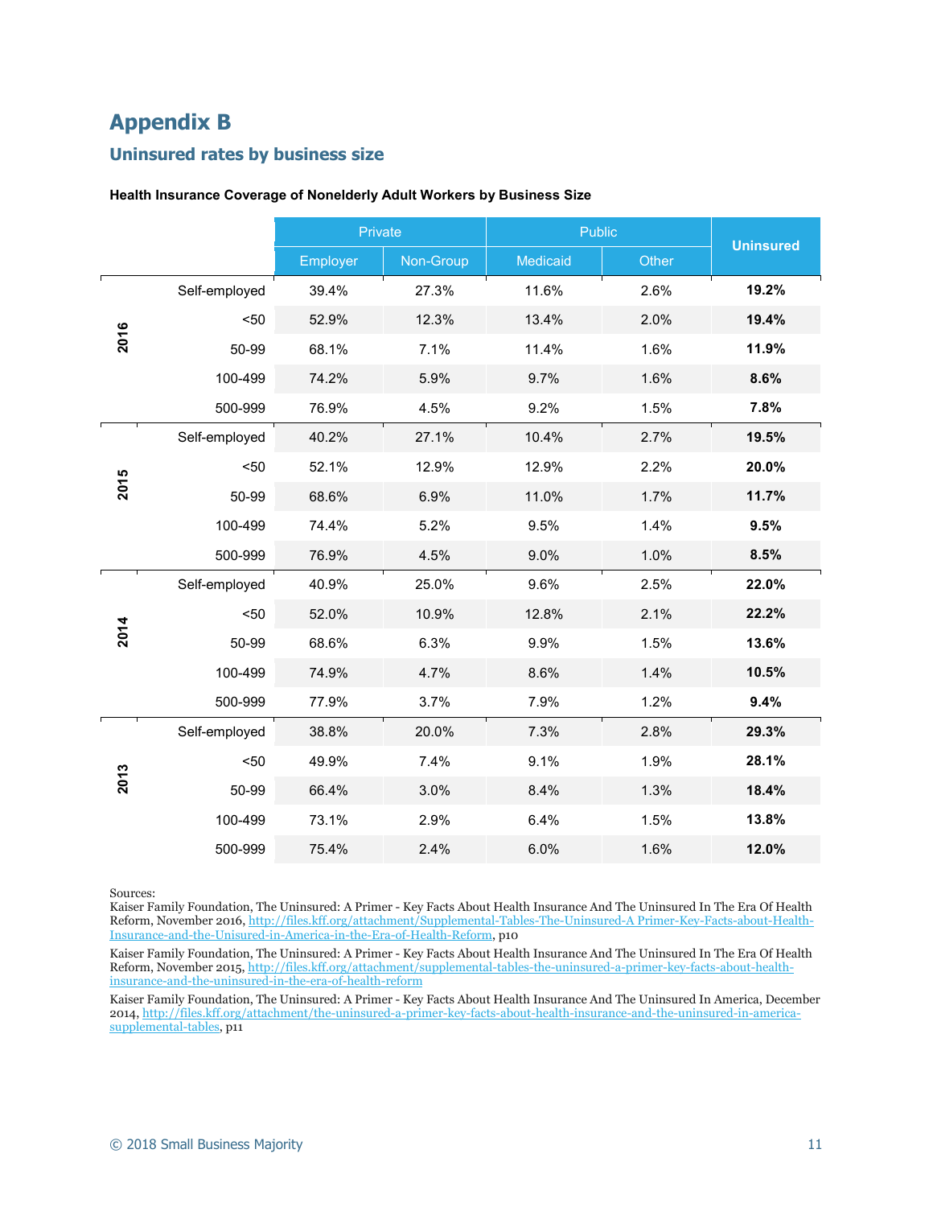# Appendix B

## Uninsured rates by business size

**Health Insurance Coverage of Nonelderly Adult Workers by Business Size**

| Year | Business Size | Private | | Public | | Uninsured |
|---|---|---|---|---|---|---|
| | | Employer | Non-Group | Medicaid | Other | |
| 2016 | Self-employed | 39.4% | 27.3% | 11.6% | 2.6% | **19.2%** |
| 2016 | <50 | 52.9% | 12.3% | 13.4% | 2.0% | **19.4%** |
| 2016 | 50-99 | 68.1% | 7.1% | 11.4% | 1.6% | **11.9%** |
| 2016 | 100-499 | 74.2% | 5.9% | 9.7% | 1.6% | **8.6%** |
| 2016 | 500-999 | 76.9% | 4.5% | 9.2% | 1.5% | **7.8%** |
| 2015 | Self-employed | 40.2% | 27.1% | 10.4% | 2.7% | **19.5%** |
| 2015 | <50 | 52.1% | 12.9% | 12.9% | 2.2% | **20.0%** |
| 2015 | 50-99 | 68.6% | 6.9% | 11.0% | 1.7% | **11.7%** |
| 2015 | 100-499 | 74.4% | 5.2% | 9.5% | 1.4% | **9.5%** |
| 2015 | 500-999 | 76.9% | 4.5% | 9.0% | 1.0% | **8.5%** |
| 2014 | Self-employed | 40.9% | 25.0% | 9.6% | 2.5% | **22.0%** |
| 2014 | <50 | 52.0% | 10.9% | 12.8% | 2.1% | **22.2%** |
| 2014 | 50-99 | 68.6% | 6.3% | 9.9% | 1.5% | **13.6%** |
| 2014 | 100-499 | 74.9% | 4.7% | 8.6% | 1.4% | **10.5%** |
| 2014 | 500-999 | 77.9% | 3.7% | 7.9% | 1.2% | **9.4%** |
| 2013 | Self-employed | 38.8% | 20.0% | 7.3% | 2.8% | **29.3%** |
| 2013 | <50 | 49.9% | 7.4% | 9.1% | 1.9% | **28.1%** |
| 2013 | 50-99 | 66.4% | 3.0% | 8.4% | 1.3% | **18.4%** |
| 2013 | 100-499 | 73.1% | 2.9% | 6.4% | 1.5% | **13.8%** |
| 2013 | 500-999 | 75.4% | 2.4% | 6.0% | 1.6% | **12.0%** |

Sources:
Kaiser Family Foundation, The Uninsured: A Primer - Key Facts About Health Insurance And The Uninsured In The Era Of Health Reform, November 2016, [http://files.kff.org/attachment/Supplemental-Tables-The-Uninsured-A Primer-Key-Facts-about-Health-Insurance-and-the-Unisured-in-America-in-the-Era-of-Health-Reform](http://files.kff.org/attachment/Supplemental-Tables-The-Uninsured-A%20Primer-Key-Facts-about-Health-Insurance-and-the-Unisured-in-America-in-the-Era-of-Health-Reform), p10

Kaiser Family Foundation, The Uninsured: A Primer - Key Facts About Health Insurance And The Uninsured In The Era Of Health Reform, November 2015, [http://files.kff.org/attachment/supplemental-tables-the-uninsured-a-primer-key-facts-about-health-insurance-and-the-uninsured-in-the-era-of-health-reform](http://files.kff.org/attachment/supplemental-tables-the-uninsured-a-primer-key-facts-about-health-insurance-and-the-uninsured-in-the-era-of-health-reform)

Kaiser Family Foundation, The Uninsured: A Primer - Key Facts About Health Insurance And The Uninsured In America, December 2014, [http://files.kff.org/attachment/the-uninsured-a-primer-key-facts-about-health-insurance-and-the-uninsured-in-america-supplemental-tables](http://files.kff.org/attachment/the-uninsured-a-primer-key-facts-about-health-insurance-and-the-uninsured-in-america-supplemental-tables), p11

© 2018 Small Business Majority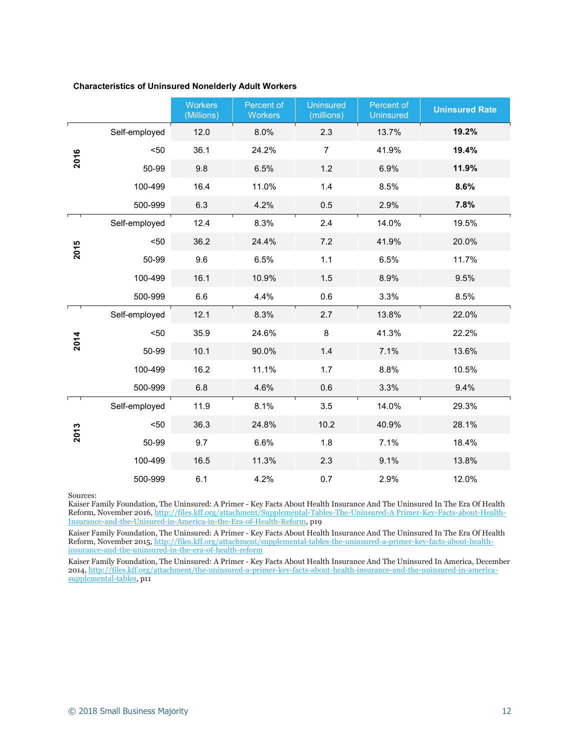**Characteristics of Uninsured Nonelderly Adult Workers**

| | | Workers (Millions) | Percent of Workers | Uninsured (millions) | Percent of Uninsured | **Uninsured Rate** |
|---|---|---|---|---|---|---|
| **2016** | Self-employed | 12.0 | 8.0% | 2.3 | 13.7% | **19.2%** |
| | <50 | 36.1 | 24.2% | 7 | 41.9% | **19.4%** |
| | 50-99 | 9.8 | 6.5% | 1.2 | 6.9% | **11.9%** |
| | 100-499 | 16.4 | 11.0% | 1.4 | 8.5% | **8.6%** |
| | 500-999 | 6.3 | 4.2% | 0.5 | 2.9% | **7.8%** |
| **2015** | Self-employed | 12.4 | 8.3% | 2.4 | 14.0% | 19.5% |
| | <50 | 36.2 | 24.4% | 7.2 | 41.9% | 20.0% |
| | 50-99 | 9.6 | 6.5% | 1.1 | 6.5% | 11.7% |
| | 100-499 | 16.1 | 10.9% | 1.5 | 8.9% | 9.5% |
| | 500-999 | 6.6 | 4.4% | 0.6 | 3.3% | 8.5% |
| **2014** | Self-employed | 12.1 | 8.3% | 2.7 | 13.8% | 22.0% |
| | <50 | 35.9 | 24.6% | 8 | 41.3% | 22.2% |
| | 50-99 | 10.1 | 90.0% | 1.4 | 7.1% | 13.6% |
| | 100-499 | 16.2 | 11.1% | 1.7 | 8.8% | 10.5% |
| | 500-999 | 6.8 | 4.6% | 0.6 | 3.3% | 9.4% |
| **2013** | Self-employed | 11.9 | 8.1% | 3.5 | 14.0% | 29.3% |
| | <50 | 36.3 | 24.8% | 10.2 | 40.9% | 28.1% |
| | 50-99 | 9.7 | 6.6% | 1.8 | 7.1% | 18.4% |
| | 100-499 | 16.5 | 11.3% | 2.3 | 9.1% | 13.8% |
| | 500-999 | 6.1 | 4.2% | 0.7 | 2.9% | 12.0% |

Sources:

Kaiser Family Foundation, The Uninsured: A Primer - Key Facts About Health Insurance And The Uninsured In The Era Of Health Reform, November 2016, http://files.kff.org/attachment/Supplemental-Tables-The-Uninsured-A Primer-Key-Facts-about-Health-Insurance-and-the-Unisured-in-America-in-the-Era-of-Health-Reform, p19

Kaiser Family Foundation, The Uninsured: A Primer - Key Facts About Health Insurance And The Uninsured In The Era Of Health Reform, November 2015, http://files.kff.org/attachment/supplemental-tables-the-uninsured-a-primer-key-facts-about-health-insurance-and-the-uninsured-in-the-era-of-health-reform

Kaiser Family Foundation, The Uninsured: A Primer - Key Facts About Health Insurance And The Uninsured In America, December 2014, http://files.kff.org/attachment/the-uninsured-a-primer-key-facts-about-health-insurance-and-the-uninsured-in-america-supplemental-tables, p11

© 2018 Small Business Majority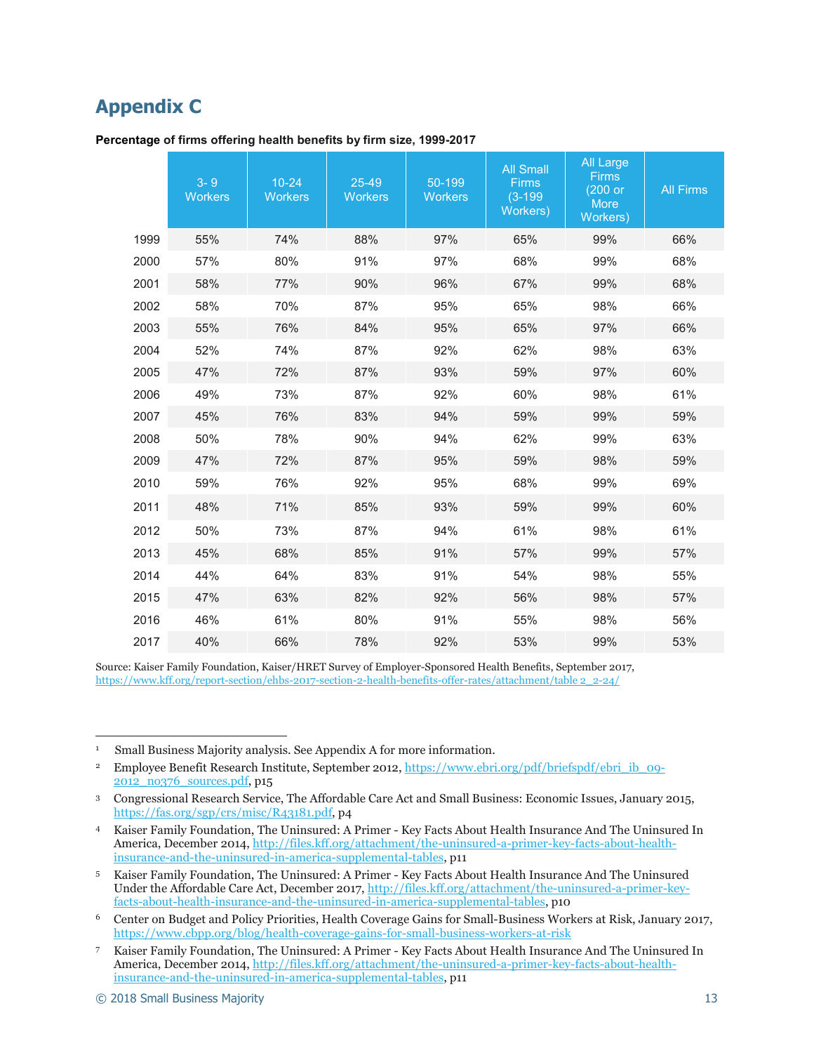# Appendix C

**Percentage of firms offering health benefits by firm size, 1999-2017**

| | 3- 9 Workers | 10-24 Workers | 25-49 Workers | 50-199 Workers | All Small Firms (3-199 Workers) | All Large Firms (200 or More Workers) | All Firms |
|---|---|---|---|---|---|---|---|
| 1999 | 55% | 74% | 88% | 97% | 65% | 99% | 66% |
| 2000 | 57% | 80% | 91% | 97% | 68% | 99% | 68% |
| 2001 | 58% | 77% | 90% | 96% | 67% | 99% | 68% |
| 2002 | 58% | 70% | 87% | 95% | 65% | 98% | 66% |
| 2003 | 55% | 76% | 84% | 95% | 65% | 97% | 66% |
| 2004 | 52% | 74% | 87% | 92% | 62% | 98% | 63% |
| 2005 | 47% | 72% | 87% | 93% | 59% | 97% | 60% |
| 2006 | 49% | 73% | 87% | 92% | 60% | 98% | 61% |
| 2007 | 45% | 76% | 83% | 94% | 59% | 99% | 59% |
| 2008 | 50% | 78% | 90% | 94% | 62% | 99% | 63% |
| 2009 | 47% | 72% | 87% | 95% | 59% | 98% | 59% |
| 2010 | 59% | 76% | 92% | 95% | 68% | 99% | 69% |
| 2011 | 48% | 71% | 85% | 93% | 59% | 99% | 60% |
| 2012 | 50% | 73% | 87% | 94% | 61% | 98% | 61% |
| 2013 | 45% | 68% | 85% | 91% | 57% | 99% | 57% |
| 2014 | 44% | 64% | 83% | 91% | 54% | 98% | 55% |
| 2015 | 47% | 63% | 82% | 92% | 56% | 98% | 57% |
| 2016 | 46% | 61% | 80% | 91% | 55% | 98% | 56% |
| 2017 | 40% | 66% | 78% | 92% | 53% | 99% | 53% |

Source: Kaiser Family Foundation, Kaiser/HRET Survey of Employer-Sponsored Health Benefits, September 2017, https://www.kff.org/report-section/ehbs-2017-section-2-health-benefits-offer-rates/attachment/table 2_2-24/

---

[1] Small Business Majority analysis. See Appendix A for more information.

[2] Employee Benefit Research Institute, September 2012, https://www.ebri.org/pdf/briefspdf/ebri_ib_09-2012_no376_sources.pdf, p15

[3] Congressional Research Service, The Affordable Care Act and Small Business: Economic Issues, January 2015, https://fas.org/sgp/crs/misc/R43181.pdf, p4

[4] Kaiser Family Foundation, The Uninsured: A Primer - Key Facts About Health Insurance And The Uninsured In America, December 2014, http://files.kff.org/attachment/the-uninsured-a-primer-key-facts-about-health-insurance-and-the-uninsured-in-america-supplemental-tables, p11

[5] Kaiser Family Foundation, The Uninsured: A Primer - Key Facts About Health Insurance And The Uninsured Under the Affordable Care Act, December 2017, http://files.kff.org/attachment/the-uninsured-a-primer-key-facts-about-health-insurance-and-the-uninsured-in-america-supplemental-tables, p10

[6] Center on Budget and Policy Priorities, Health Coverage Gains for Small-Business Workers at Risk, January 2017, https://www.cbpp.org/blog/health-coverage-gains-for-small-business-workers-at-risk

[7] Kaiser Family Foundation, The Uninsured: A Primer - Key Facts About Health Insurance And The Uninsured In America, December 2014, http://files.kff.org/attachment/the-uninsured-a-primer-key-facts-about-health-insurance-and-the-uninsured-in-america-supplemental-tables, p11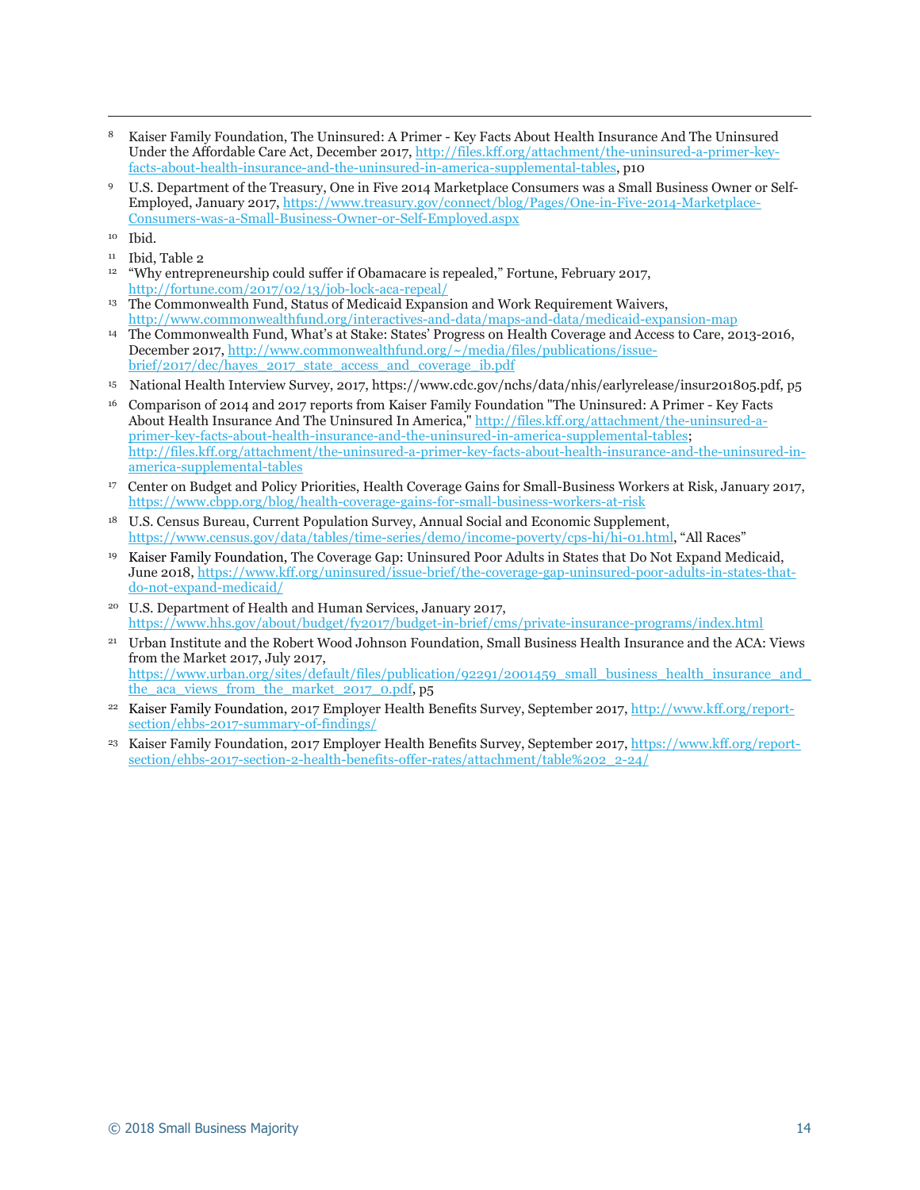[8] Kaiser Family Foundation, The Uninsured: A Primer - Key Facts About Health Insurance And The Uninsured Under the Affordable Care Act, December 2017, http://files.kff.org/attachment/the-uninsured-a-primer-key-facts-about-health-insurance-and-the-uninsured-in-america-supplemental-tables, p10

[9] U.S. Department of the Treasury, One in Five 2014 Marketplace Consumers was a Small Business Owner or Self-Employed, January 2017, https://www.treasury.gov/connect/blog/Pages/One-in-Five-2014-Marketplace-Consumers-was-a-Small-Business-Owner-or-Self-Employed.aspx

[10] Ibid.

[11] Ibid, Table 2

[12] "Why entrepreneurship could suffer if Obamacare is repealed," Fortune, February 2017, http://fortune.com/2017/02/13/job-lock-aca-repeal/

[13] The Commonwealth Fund, Status of Medicaid Expansion and Work Requirement Waivers, http://www.commonwealthfund.org/interactives-and-data/maps-and-data/medicaid-expansion-map

[14] The Commonwealth Fund, What's at Stake: States' Progress on Health Coverage and Access to Care, 2013-2016, December 2017, http://www.commonwealthfund.org/~/media/files/publications/issue-brief/2017/dec/hayes_2017_state_access_and_coverage_ib.pdf

[15] National Health Interview Survey, 2017, https://www.cdc.gov/nchs/data/nhis/earlyrelease/insur201805.pdf, p5

[16] Comparison of 2014 and 2017 reports from Kaiser Family Foundation "The Uninsured: A Primer - Key Facts About Health Insurance And The Uninsured In America," http://files.kff.org/attachment/the-uninsured-a-primer-key-facts-about-health-insurance-and-the-uninsured-in-america-supplemental-tables; http://files.kff.org/attachment/the-uninsured-a-primer-key-facts-about-health-insurance-and-the-uninsured-in-america-supplemental-tables

[17] Center on Budget and Policy Priorities, Health Coverage Gains for Small-Business Workers at Risk, January 2017, https://www.cbpp.org/blog/health-coverage-gains-for-small-business-workers-at-risk

[18] U.S. Census Bureau, Current Population Survey, Annual Social and Economic Supplement, https://www.census.gov/data/tables/time-series/demo/income-poverty/cps-hi/hi-01.html, "All Races"

[19] Kaiser Family Foundation, The Coverage Gap: Uninsured Poor Adults in States that Do Not Expand Medicaid, June 2018, https://www.kff.org/uninsured/issue-brief/the-coverage-gap-uninsured-poor-adults-in-states-that-do-not-expand-medicaid/

[20] U.S. Department of Health and Human Services, January 2017, https://www.hhs.gov/about/budget/fy2017/budget-in-brief/cms/private-insurance-programs/index.html

[21] Urban Institute and the Robert Wood Johnson Foundation, Small Business Health Insurance and the ACA: Views from the Market 2017, July 2017, https://www.urban.org/sites/default/files/publication/92291/2001459_small_business_health_insurance_and_the_aca_views_from_the_market_2017_0.pdf, p5

[22] Kaiser Family Foundation, 2017 Employer Health Benefits Survey, September 2017, http://www.kff.org/report-section/ehbs-2017-summary-of-findings/

[23] Kaiser Family Foundation, 2017 Employer Health Benefits Survey, September 2017, https://www.kff.org/report-section/ehbs-2017-section-2-health-benefits-offer-rates/attachment/table%202_2-24/

© 2018 Small Business Majority